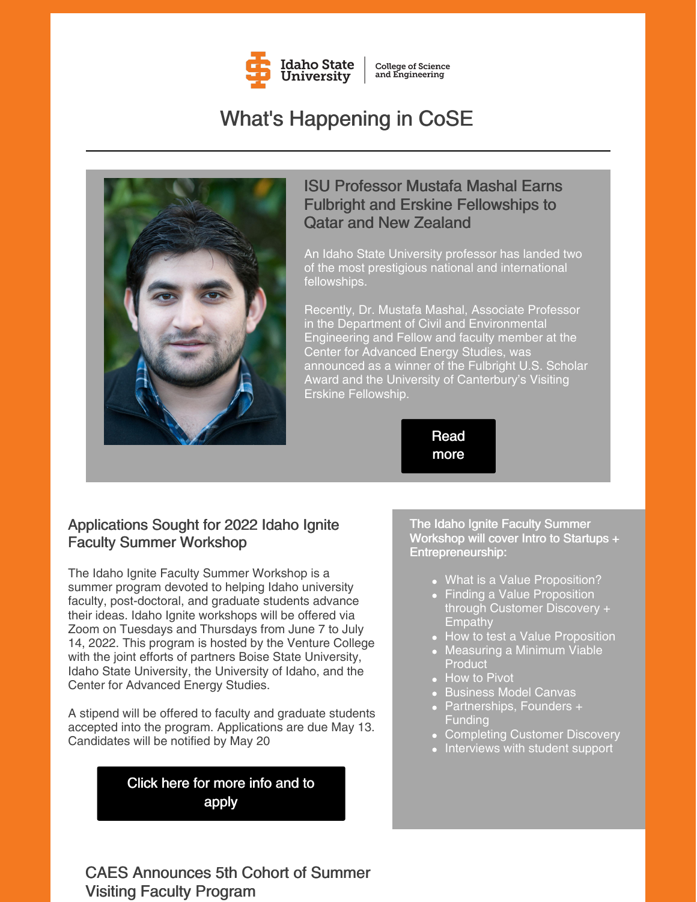Idaho State University | College of Science and Engineering

# What's Happening in CoSE

## ISU Professor Mustafa Mashal Earns Fulbright and Erskine Fellowships to Qatar and New Zealand

An Idaho State University professor has landed two of the most prestigious national and international fellowships.

Recently, Dr. Mustafa Mashal, Associate Professor in the Department of Civil and Environmental Engineering and Fellow and faculty member at the Center for Advanced Energy Studies, was announced as a winner of the Fulbright U.S. Scholar Award and the University of Canterbury's Visiting Erskine Fellowship.

Read more

## Applications Sought for 2022 Idaho Ignite Faculty Summer Workshop

The Idaho Ignite Faculty Summer Workshop is a summer program devoted to helping Idaho university faculty, post-doctoral, and graduate students advance their ideas. Idaho Ignite workshops will be offered via Zoom on Tuesdays and Thursdays from June 7 to July 14, 2022. This program is hosted by the Venture College with the joint efforts of partners Boise State University, Idaho State University, the University of Idaho, and the Center for Advanced Energy Studies.

A stipend will be offered to faculty and graduate students accepted into the program. Applications are due May 13. Candidates will be notified by May 20

Click here for more info and to apply

**The Idaho Ignite Faculty Summer Workshop will cover Intro to Startups + Entrepreneurship:**

- What is a Value Proposition?
- Finding a Value Proposition through Customer Discovery + Empathy
- How to test a Value Proposition
- Measuring a Minimum Viable Product
- How to Pivot
- Business Model Canvas
- Partnerships, Founders + Funding
- Completing Customer Discovery
- Interviews with student support

## CAES Announces 5th Cohort of Summer Visiting Faculty Program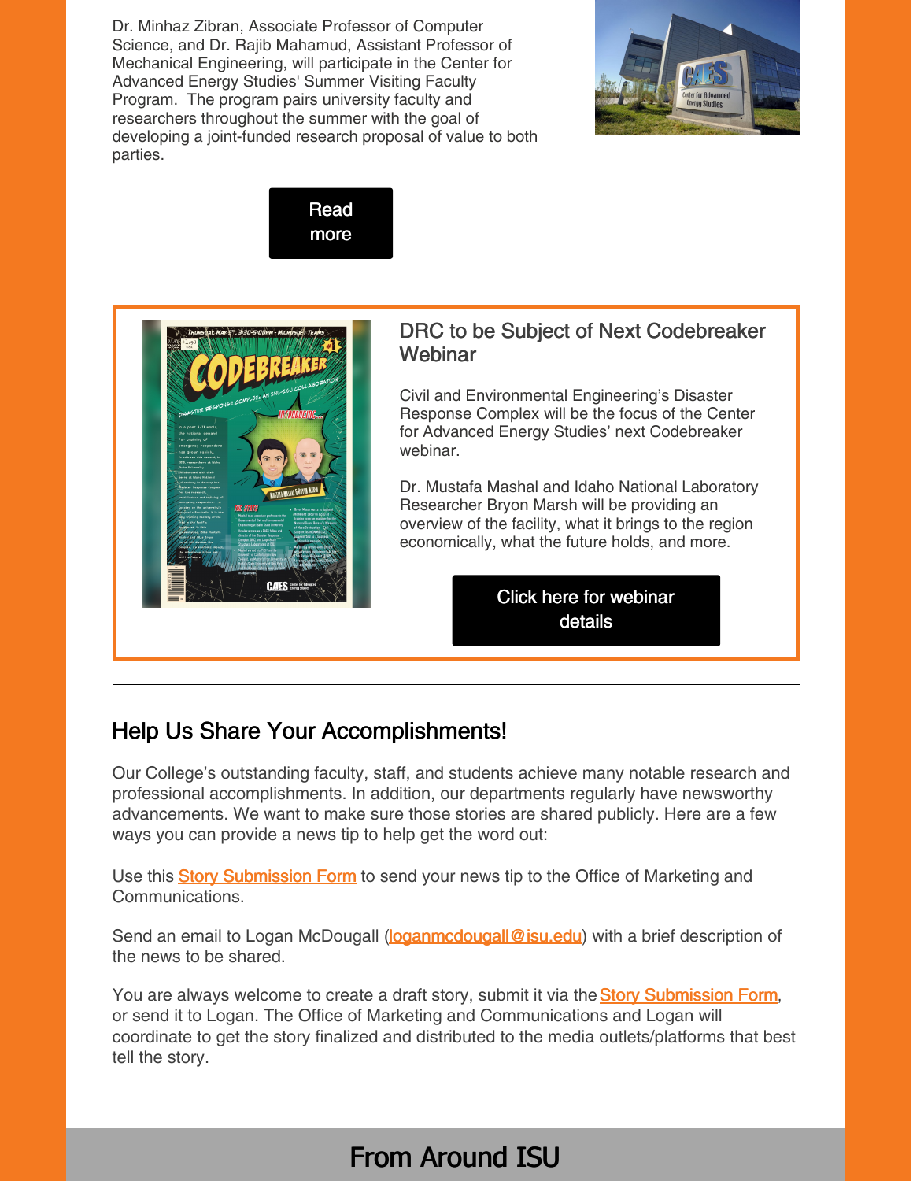Dr. Minhaz Zibran, Associate Professor of Computer Science, and Dr. Rajib Mahamud, Assistant Professor of Mechanical Engineering, will participate in the Center for Advanced Energy Studies' Summer Visiting Faculty Program. The program pairs university faculty and researchers throughout the summer with the goal of developing a joint-funded research proposal of value to both parties.

Read more

### DRC to be Subject of Next Codebreaker Webinar

Civil and Environmental Engineering's Disaster Response Complex will be the focus of the Center for Advanced Energy Studies' next Codebreaker webinar.

Dr. Mustafa Mashal and Idaho National Laboratory Researcher Bryon Marsh will be providing an overview of the facility, what it brings to the region economically, what the future holds, and more.

Click here for webinar details

---

## Help Us Share Your Accomplishments!

Our College's outstanding faculty, staff, and students achieve many notable research and professional accomplishments. In addition, our departments regularly have newsworthy advancements. We want to make sure those stories are shared publicly. Here are a few ways you can provide a news tip to help get the word out:

Use this Story Submission Form to send your news tip to the Office of Marketing and Communications.

Send an email to Logan McDougall (loganmcdougall@isu.edu) with a brief description of the news to be shared.

You are always welcome to create a draft story, submit it via the Story Submission Form, or send it to Logan. The Office of Marketing and Communications and Logan will coordinate to get the story finalized and distributed to the media outlets/platforms that best tell the story.

---

## From Around ISU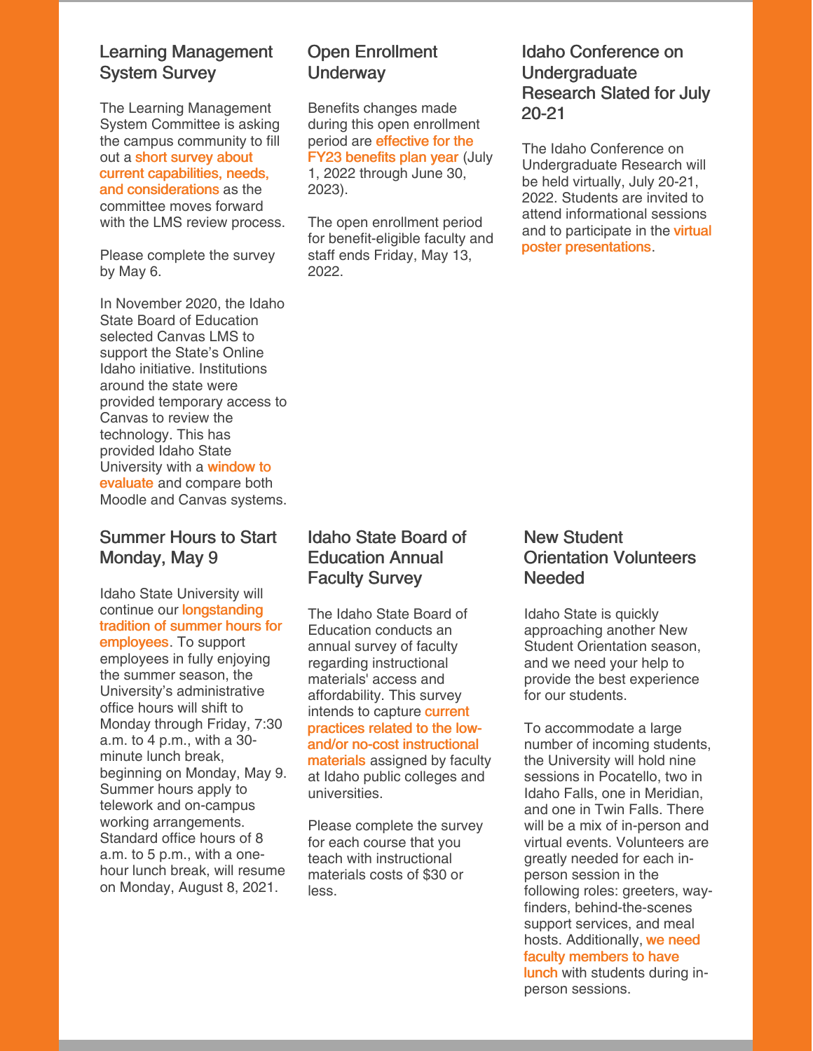## Learning Management System Survey

The Learning Management System Committee is asking the campus community to fill out a short survey about current capabilities, needs, and considerations as the committee moves forward with the LMS review process.

Please complete the survey by May 6.

In November 2020, the Idaho State Board of Education selected Canvas LMS to support the State's Online Idaho initiative. Institutions around the state were provided temporary access to Canvas to review the technology. This has provided Idaho State University with a window to evaluate and compare both Moodle and Canvas systems.

## Open Enrollment Underway

Benefits changes made during this open enrollment period are effective for the FY23 benefits plan year (July 1, 2022 through June 30, 2023).

The open enrollment period for benefit-eligible faculty and staff ends Friday, May 13, 2022.

## Idaho Conference on Undergraduate Research Slated for July 20-21

The Idaho Conference on Undergraduate Research will be held virtually, July 20-21, 2022. Students are invited to attend informational sessions and to participate in the virtual poster presentations.

## Summer Hours to Start Monday, May 9

Idaho State University will continue our longstanding tradition of summer hours for employees. To support employees in fully enjoying the summer season, the University's administrative office hours will shift to Monday through Friday, 7:30 a.m. to 4 p.m., with a 30-minute lunch break, beginning on Monday, May 9. Summer hours apply to telework and on-campus working arrangements. Standard office hours of 8 a.m. to 5 p.m., with a one-hour lunch break, will resume on Monday, August 8, 2021.

## Idaho State Board of Education Annual Faculty Survey

The Idaho State Board of Education conducts an annual survey of faculty regarding instructional materials' access and affordability. This survey intends to capture current practices related to the low- and/or no-cost instructional materials assigned by faculty at Idaho public colleges and universities.

Please complete the survey for each course that you teach with instructional materials costs of $30 or less.

## New Student Orientation Volunteers Needed

Idaho State is quickly approaching another New Student Orientation season, and we need your help to provide the best experience for our students.

To accommodate a large number of incoming students, the University will hold nine sessions in Pocatello, two in Idaho Falls, one in Meridian, and one in Twin Falls. There will be a mix of in-person and virtual events. Volunteers are greatly needed for each in-person session in the following roles: greeters, way-finders, behind-the-scenes support services, and meal hosts. Additionally, we need faculty members to have lunch with students during in-person sessions.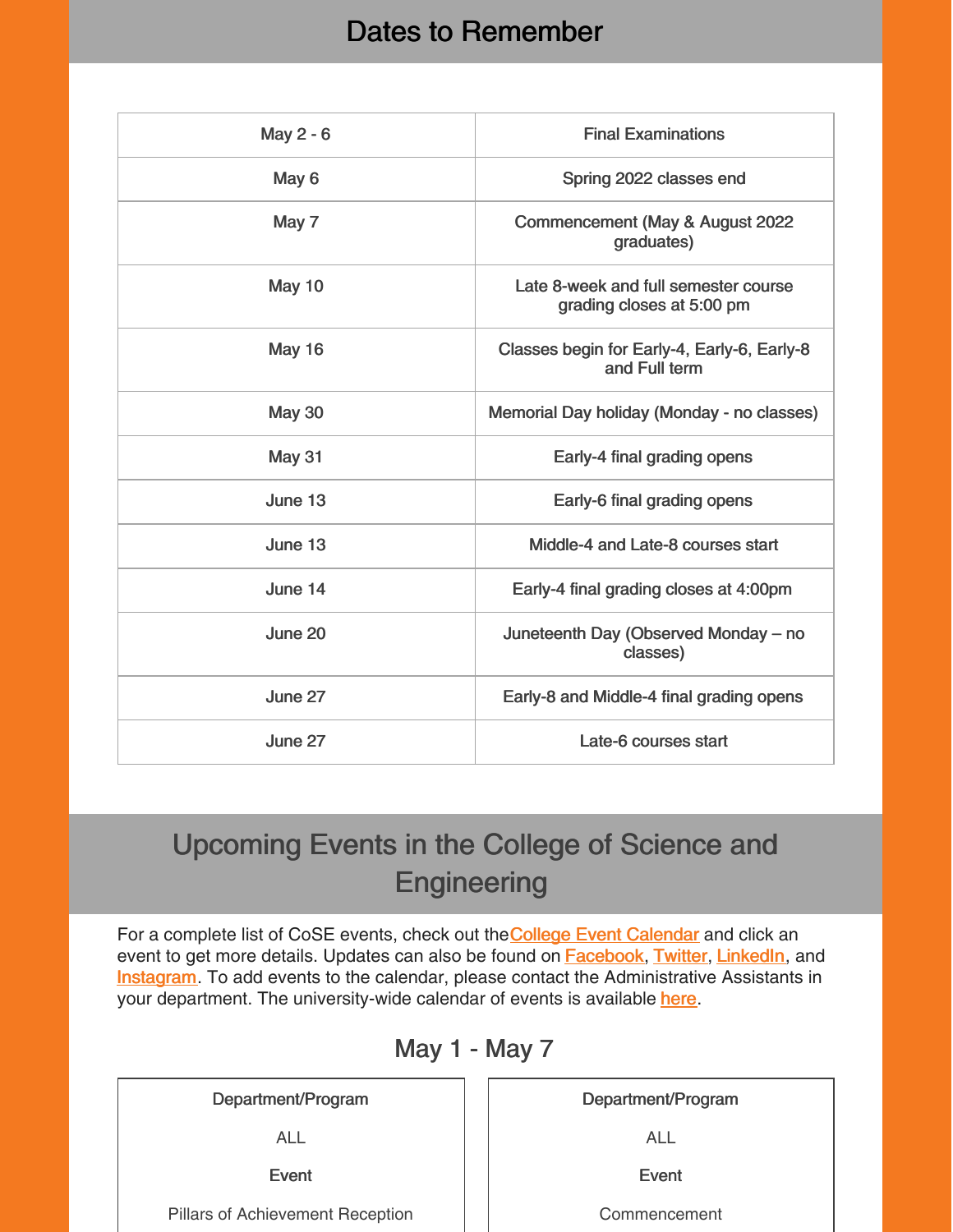# Dates to Remember

| | |
|---|---|
| May 2 - 6 | Final Examinations |
| May 6 | Spring 2022 classes end |
| May 7 | Commencement (May & August 2022 graduates) |
| May 10 | Late 8-week and full semester course grading closes at 5:00 pm |
| May 16 | Classes begin for Early-4, Early-6, Early-8 and Full term |
| May 30 | Memorial Day holiday (Monday - no classes) |
| May 31 | Early-4 final grading opens |
| June 13 | Early-6 final grading opens |
| June 13 | Middle-4 and Late-8 courses start |
| June 14 | Early-4 final grading closes at 4:00pm |
| June 20 | Juneteenth Day (Observed Monday – no classes) |
| June 27 | Early-8 and Middle-4 final grading opens |
| June 27 | Late-6 courses start |

# Upcoming Events in the College of Science and Engineering

For a complete list of CoSE events, check out the College Event Calendar and click an event to get more details. Updates can also be found on Facebook, Twitter, LinkedIn, and Instagram. To add events to the calendar, please contact the Administrative Assistants in your department. The university-wide calendar of events is available here.

## May 1 - May 7

**Department/Program**

ALL

**Event**

Pillars of Achievement Reception

**Department/Program**

ALL

**Event**

Commencement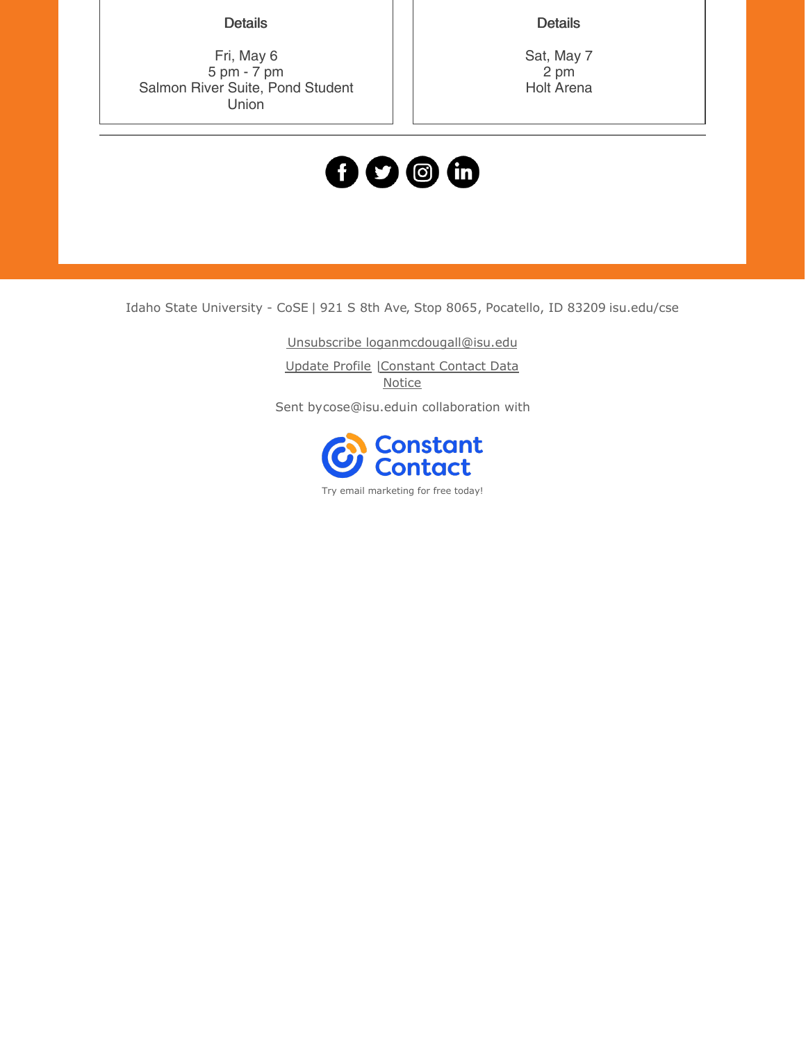**Details**

Fri, May 6
5 pm - 7 pm
Salmon River Suite, Pond Student Union

**Details**

Sat, May 7
2 pm
Holt Arena

---

Idaho State University - CoSE | 921 S 8th Ave, Stop 8065, Pocatello, ID 83209 isu.edu/cse

Unsubscribe loganmcdougall@isu.edu

Update Profile | Constant Contact Data Notice

Sent bycose@isu.eduin collaboration with

Constant Contact

Try email marketing for free today!